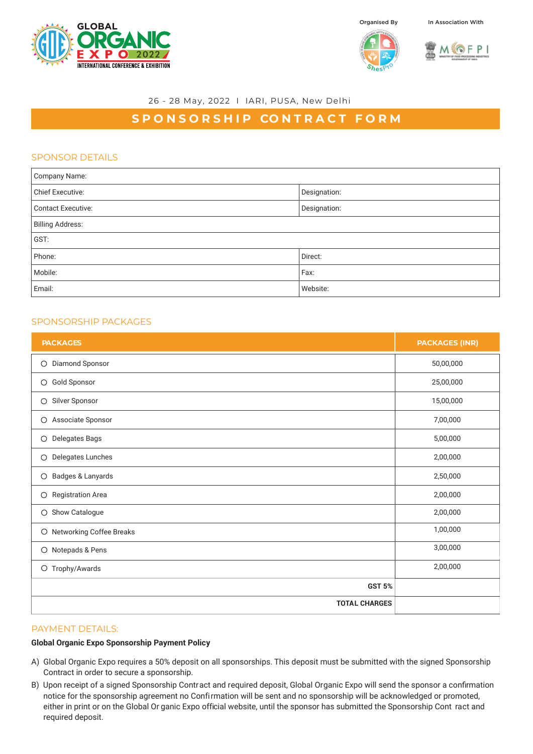GLOBAL ORGANIC EXPO 2022
INTERNATIONAL CONFERENCE & EXHIBITION

Organised By

In Association With

26 - 28 May, 2022 I IARI, PUSA, New Delhi

# SPONSORSHIP CONTRACT FORM

## SPONSOR DETAILS

| Company Name: | |
|---|---|
| Chief Executive: | Designation: |
| Contact Executive: | Designation: |
| Billing Address: | |
| GST: | |
| Phone: | Direct: |
| Mobile: | Fax: |
| Email: | Website: |

## SPONSORSHIP PACKAGES

| PACKAGES | PACKAGES (INR) |
|---|---|
| ○ Diamond Sponsor | 50,00,000 |
| ○ Gold Sponsor | 25,00,000 |
| ○ Silver Sponsor | 15,00,000 |
| ○ Associate Sponsor | 7,00,000 |
| ○ Delegates Bags | 5,00,000 |
| ○ Delegates Lunches | 2,00,000 |
| ○ Badges & Lanyards | 2,50,000 |
| ○ Registration Area | 2,00,000 |
| ○ Show Catalogue | 2,00,000 |
| ○ Networking Coffee Breaks | 1,00,000 |
| ○ Notepads & Pens | 3,00,000 |
| ○ Trophy/Awards | 2,00,000 |
| **GST 5%** | |
| **TOTAL CHARGES** | |

## PAYMENT DETAILS:

**Global Organic Expo Sponsorship Payment Policy**

A) Global Organic Expo requires a 50% deposit on all sponsorships. This deposit must be submitted with the signed Sponsorship Contract in order to secure a sponsorship.

B) Upon receipt of a signed Sponsorship Contract and required deposit, Global Organic Expo will send the sponsor a confirmation notice for the sponsorship agreement no Confirmation will be sent and no sponsorship will be acknowledged or promoted, either in print or on the Global Organic Expo official website, until the sponsor has submitted the Sponsorship Contract and required deposit.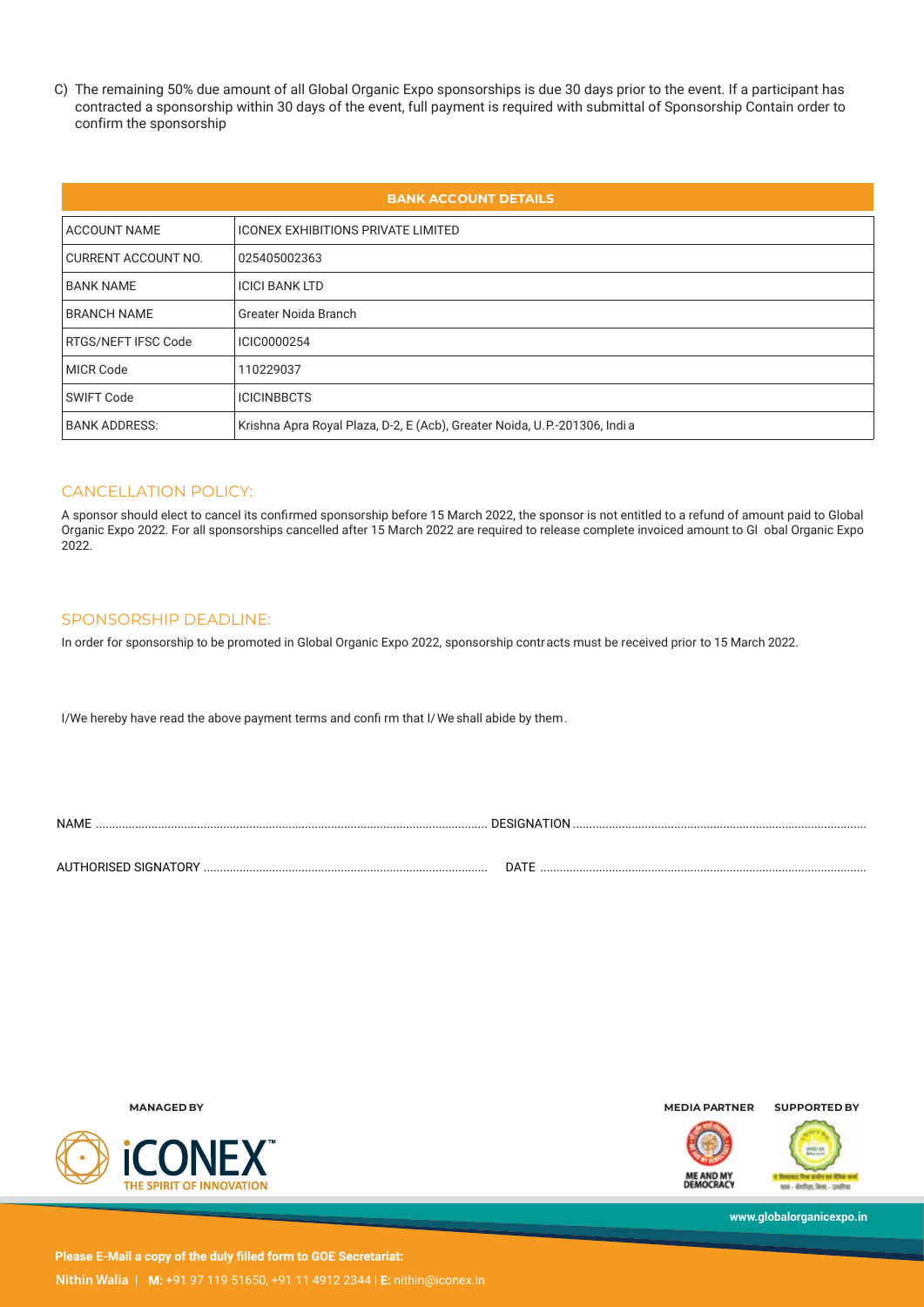C) The remaining 50% due amount of all Global Organic Expo sponsorships is due 30 days prior to the event. If a participant has contracted a sponsorship within 30 days of the event, full payment is required with submittal of Sponsorship Contain order to confirm the sponsorship

| BANK ACCOUNT DETAILS | |
|---|---|
| ACCOUNT NAME | ICONEX EXHIBITIONS PRIVATE LIMITED |
| CURRENT ACCOUNT NO. | 025405002363 |
| BANK NAME | ICICI BANK LTD |
| BRANCH NAME | Greater Noida Branch |
| RTGS/NEFT IFSC Code | ICIC0000254 |
| MICR Code | 110229037 |
| SWIFT Code | ICICINBBCTS |
| BANK ADDRESS: | Krishna Apra Royal Plaza, D-2, E (Acb), Greater Noida, U.P.-201306, India |

## CANCELLATION POLICY:

A sponsor should elect to cancel its confirmed sponsorship before 15 March 2022, the sponsor is not entitled to a refund of amount paid to Global Organic Expo 2022. For all sponsorships cancelled after 15 March 2022 are required to release complete invoiced amount to Global Organic Expo 2022.

## SPONSORSHIP DEADLINE:

In order for sponsorship to be promoted in Global Organic Expo 2022, sponsorship contracts must be received prior to 15 March 2022.

I/We hereby have read the above payment terms and confirm that I/We shall abide by them.

NAME .................................................... DESIGNATION ....................................................

AUTHORISED SIGNATORY .................................................... DATE ....................................................

MANAGED BY

iCONEX™ THE SPIRIT OF INNOVATION

MEDIA PARTNER

ME AND MY DEMOCRACY

SUPPORTED BY

www.globalorganicexpo.in

**Please E-Mail a copy of the duly filled form to GOE Secretariat:**

**Nithin Walia** | **M:** +91 97 119 51650, +91 11 4912 2344 | **E:** nithin@iconex.in